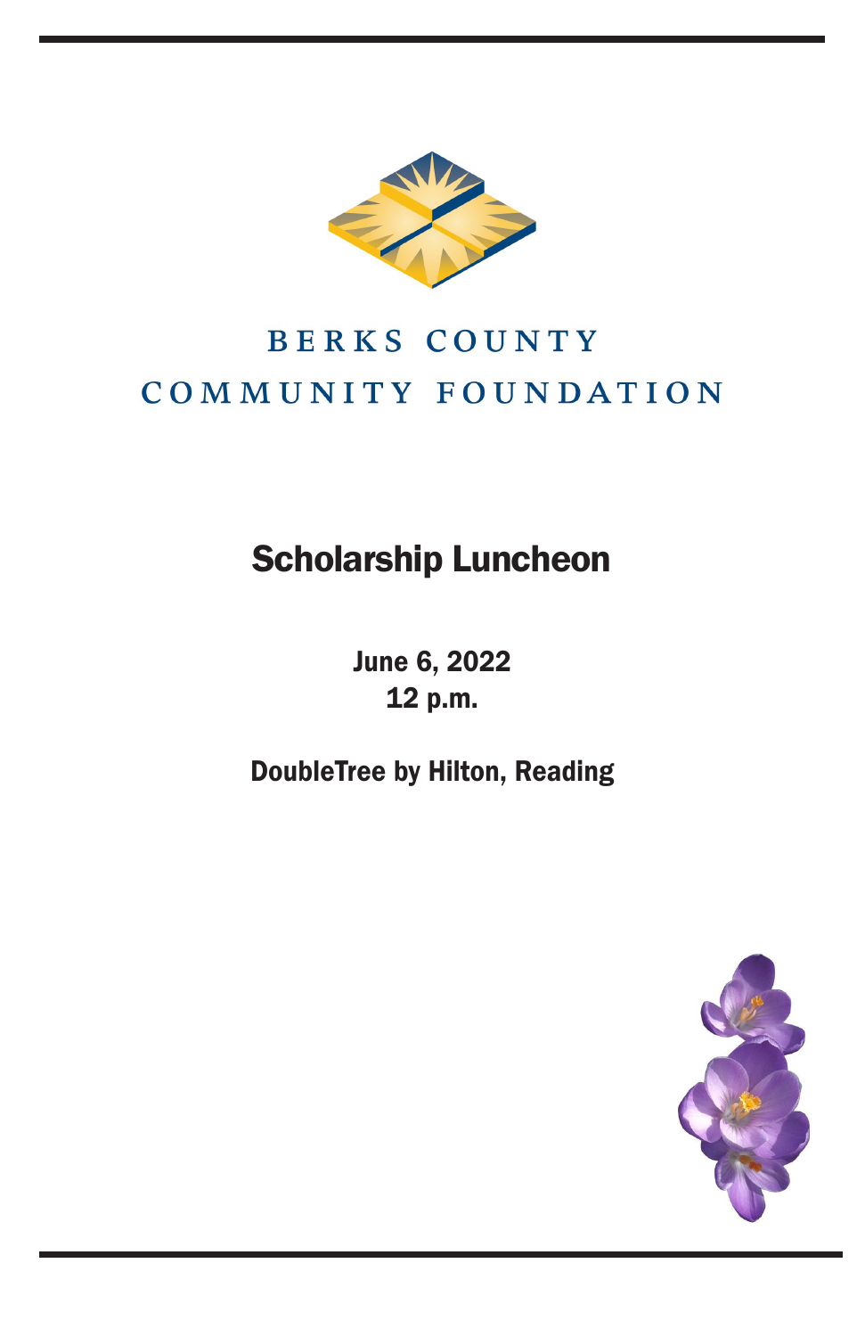BERKS COUNTY

COMMUNITY FOUNDATION

# Scholarship Luncheon

June 6, 2022
12 p.m.

DoubleTree by Hilton, Reading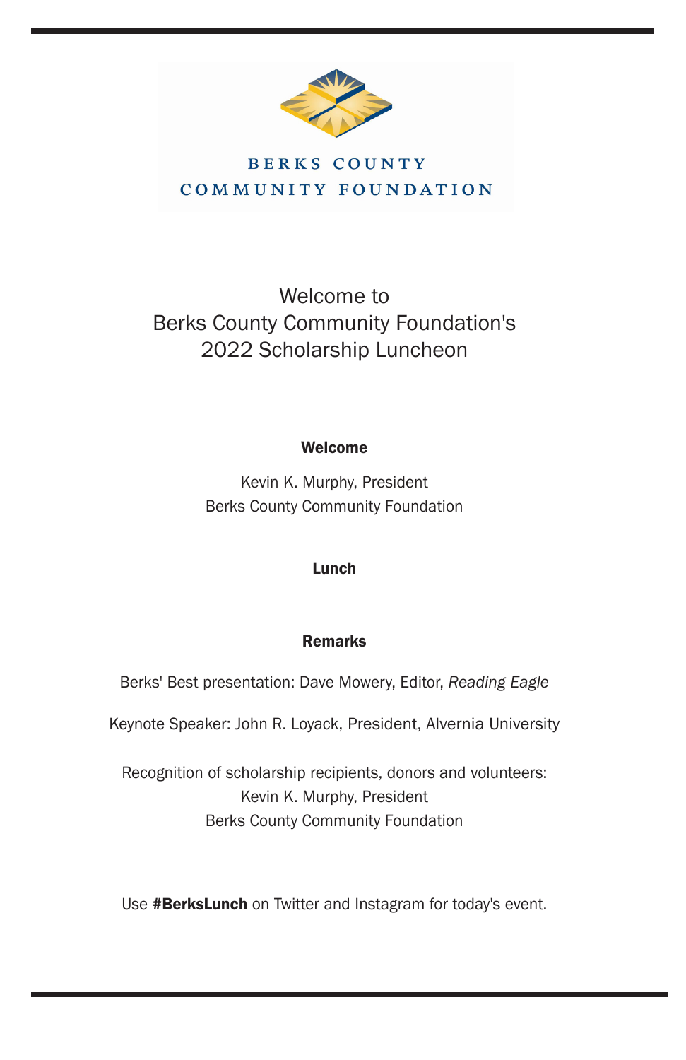BERKS COUNTY
COMMUNITY FOUNDATION

# Welcome to Berks County Community Foundation's 2022 Scholarship Luncheon

**Welcome**

Kevin K. Murphy, President
Berks County Community Foundation

**Lunch**

**Remarks**

Berks' Best presentation: Dave Mowery, Editor, *Reading Eagle*

Keynote Speaker: John R. Loyack, President, Alvernia University

Recognition of scholarship recipients, donors and volunteers:
Kevin K. Murphy, President
Berks County Community Foundation

Use **#BerksLunch** on Twitter and Instagram for today's event.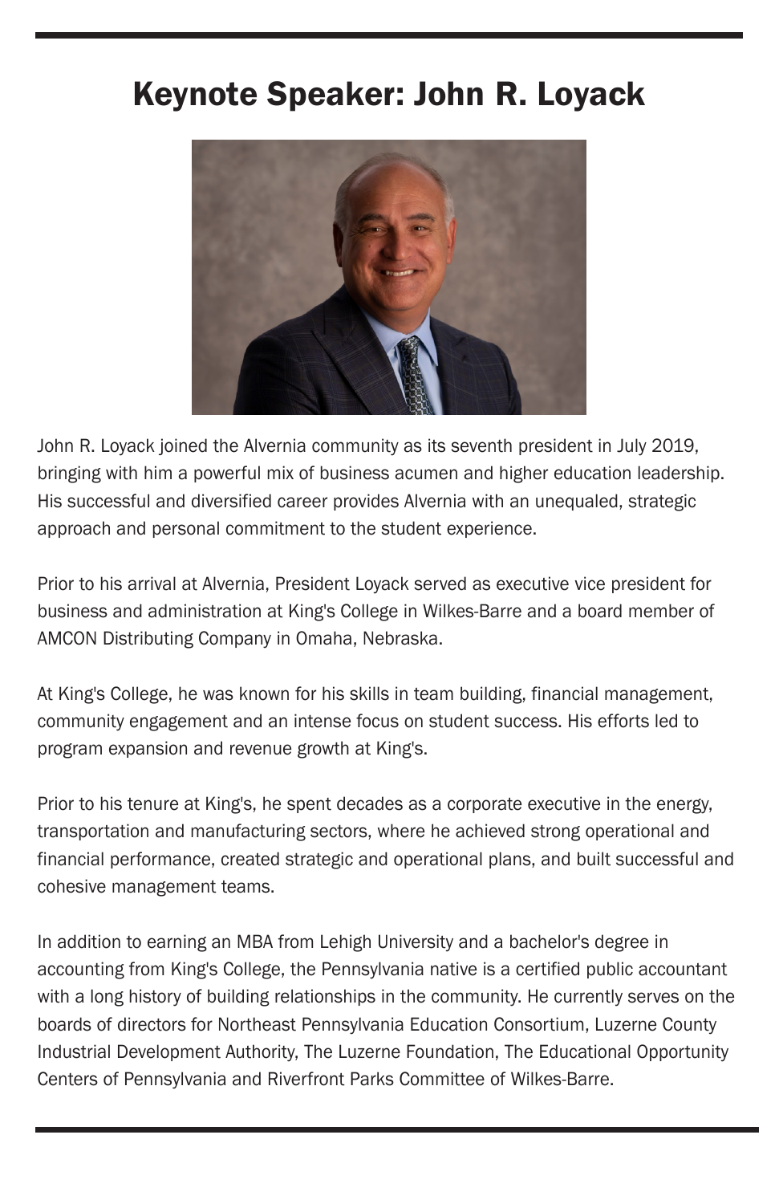# Keynote Speaker: John R. Loyack

John R. Loyack joined the Alvernia community as its seventh president in July 2019, bringing with him a powerful mix of business acumen and higher education leadership. His successful and diversified career provides Alvernia with an unequaled, strategic approach and personal commitment to the student experience.

Prior to his arrival at Alvernia, President Loyack served as executive vice president for business and administration at King's College in Wilkes-Barre and a board member of AMCON Distributing Company in Omaha, Nebraska.

At King's College, he was known for his skills in team building, financial management, community engagement and an intense focus on student success. His efforts led to program expansion and revenue growth at King's.

Prior to his tenure at King's, he spent decades as a corporate executive in the energy, transportation and manufacturing sectors, where he achieved strong operational and financial performance, created strategic and operational plans, and built successful and cohesive management teams.

In addition to earning an MBA from Lehigh University and a bachelor's degree in accounting from King's College, the Pennsylvania native is a certified public accountant with a long history of building relationships in the community. He currently serves on the boards of directors for Northeast Pennsylvania Education Consortium, Luzerne County Industrial Development Authority, The Luzerne Foundation, The Educational Opportunity Centers of Pennsylvania and Riverfront Parks Committee of Wilkes-Barre.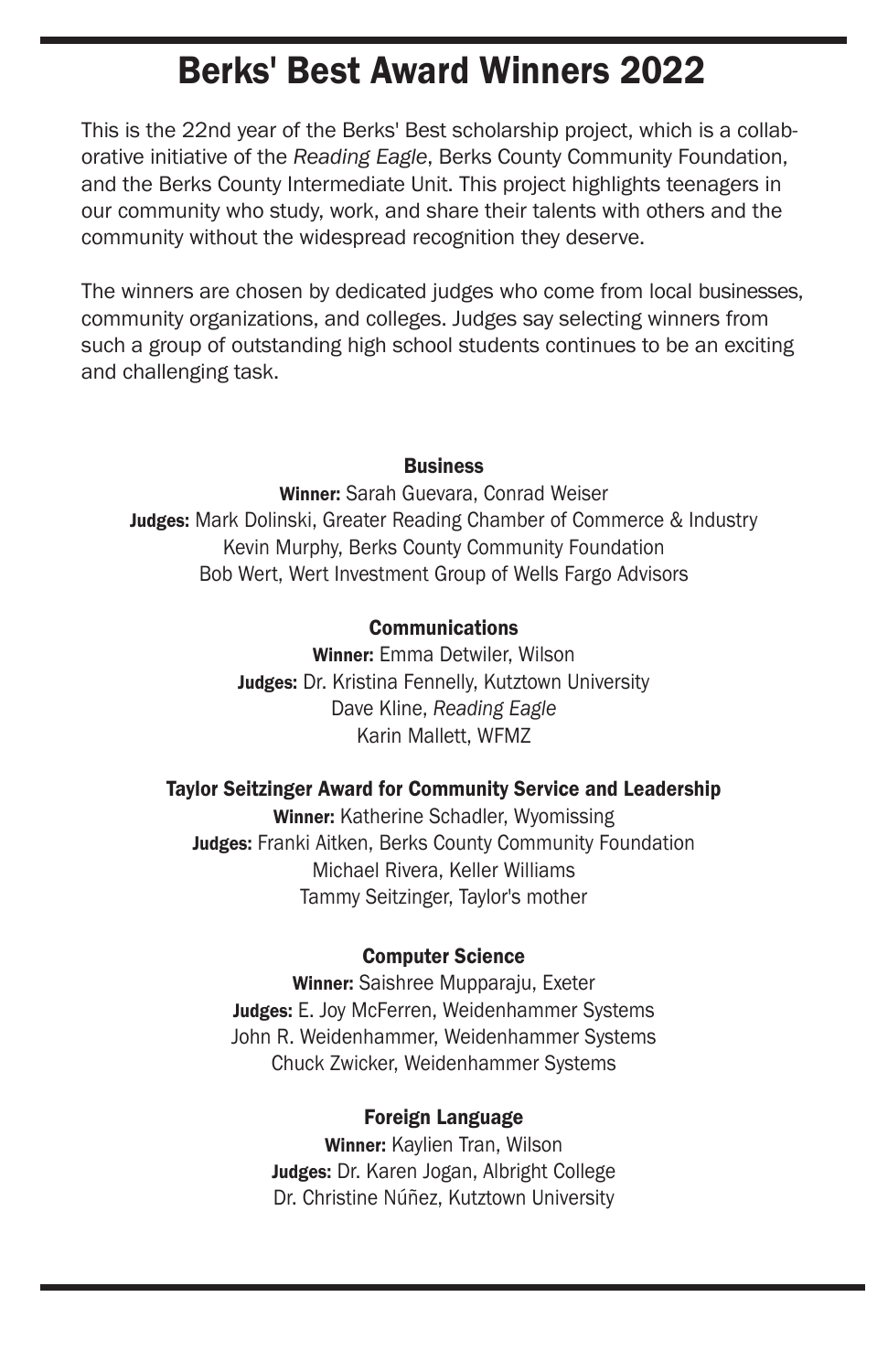# Berks' Best Award Winners 2022

This is the 22nd year of the Berks' Best scholarship project, which is a collaborative initiative of the *Reading Eagle*, Berks County Community Foundation, and the Berks County Intermediate Unit. This project highlights teenagers in our community who study, work, and share their talents with others and the community without the widespread recognition they deserve.

The winners are chosen by dedicated judges who come from local businesses, community organizations, and colleges. Judges say selecting winners from such a group of outstanding high school students continues to be an exciting and challenging task.

### Business

**Winner:** Sarah Guevara, Conrad Weiser
**Judges:** Mark Dolinski, Greater Reading Chamber of Commerce & Industry
Kevin Murphy, Berks County Community Foundation
Bob Wert, Wert Investment Group of Wells Fargo Advisors

### Communications

**Winner:** Emma Detwiler, Wilson
**Judges:** Dr. Kristina Fennelly, Kutztown University
Dave Kline, *Reading Eagle*
Karin Mallett, WFMZ

### Taylor Seitzinger Award for Community Service and Leadership

**Winner:** Katherine Schadler, Wyomissing
**Judges:** Franki Aitken, Berks County Community Foundation
Michael Rivera, Keller Williams
Tammy Seitzinger, Taylor's mother

### Computer Science

**Winner:** Saishree Mupparaju, Exeter
**Judges:** E. Joy McFerren, Weidenhammer Systems
John R. Weidenhammer, Weidenhammer Systems
Chuck Zwicker, Weidenhammer Systems

### Foreign Language

**Winner:** Kaylien Tran, Wilson
**Judges:** Dr. Karen Jogan, Albright College
Dr. Christine Núñez, Kutztown University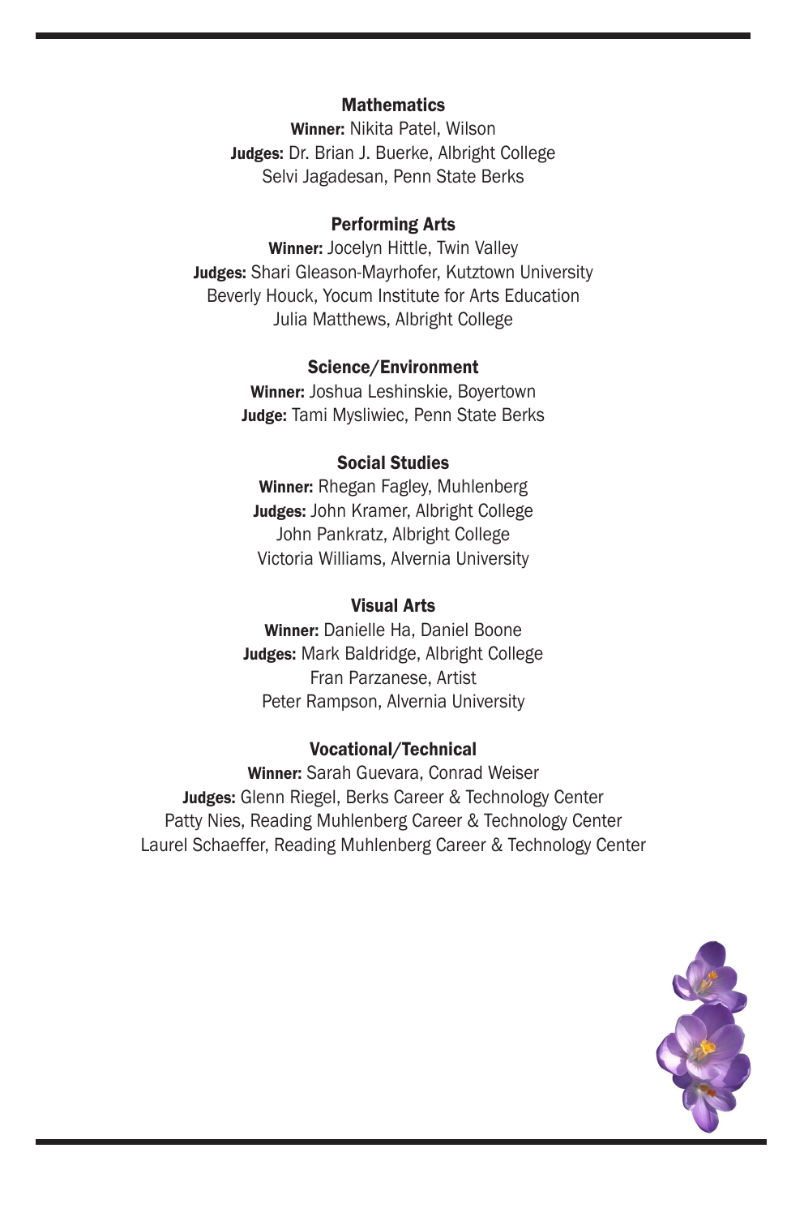### Mathematics

**Winner:** Nikita Patel, Wilson
**Judges:** Dr. Brian J. Buerke, Albright College
Selvi Jagadesan, Penn State Berks

### Performing Arts

**Winner:** Jocelyn Hittle, Twin Valley
**Judges:** Shari Gleason-Mayrhofer, Kutztown University
Beverly Houck, Yocum Institute for Arts Education
Julia Matthews, Albright College

### Science/Environment

**Winner:** Joshua Leshinskie, Boyertown
**Judge:** Tami Mysliwiec, Penn State Berks

### Social Studies

**Winner:** Rhegan Fagley, Muhlenberg
**Judges:** John Kramer, Albright College
John Pankratz, Albright College
Victoria Williams, Alvernia University

### Visual Arts

**Winner:** Danielle Ha, Daniel Boone
**Judges:** Mark Baldridge, Albright College
Fran Parzanese, Artist
Peter Rampson, Alvernia University

### Vocational/Technical

**Winner:** Sarah Guevara, Conrad Weiser
**Judges:** Glenn Riegel, Berks Career & Technology Center
Patty Nies, Reading Muhlenberg Career & Technology Center
Laurel Schaeffer, Reading Muhlenberg Career & Technology Center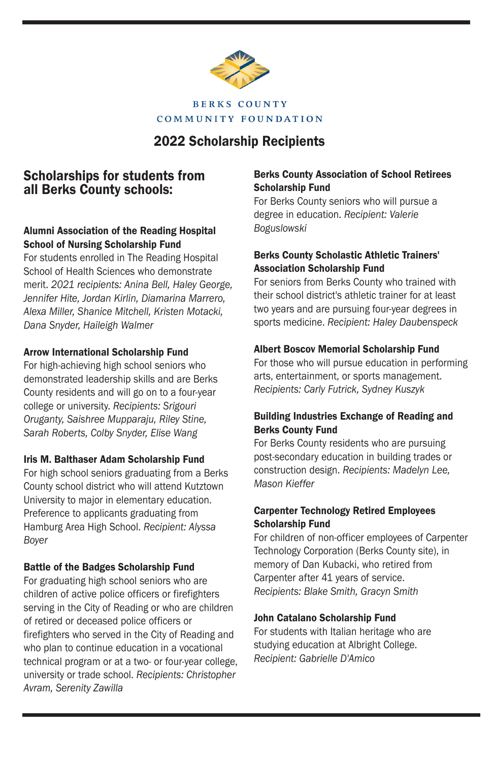BERKS COUNTY COMMUNITY FOUNDATION

# 2022 Scholarship Recipients

## Scholarships for students from all Berks County schools:

**Alumni Association of the Reading Hospital School of Nursing Scholarship Fund**
For students enrolled in The Reading Hospital School of Health Sciences who demonstrate merit. *2021 recipients: Anina Bell, Haley George, Jennifer Hite, Jordan Kirlin, Diamarina Marrero, Alexa Miller, Shanice Mitchell, Kristen Motacki, Dana Snyder, Haileigh Walmer*

**Arrow International Scholarship Fund**
For high-achieving high school seniors who demonstrated leadership skills and are Berks County residents and will go on to a four-year college or university. *Recipients: Srigouri Oruganty, Saishree Mupparaju, Riley Stine, Sarah Roberts, Colby Snyder, Elise Wang*

**Iris M. Balthaser Adam Scholarship Fund**
For high school seniors graduating from a Berks County school district who will attend Kutztown University to major in elementary education. Preference to applicants graduating from Hamburg Area High School. *Recipient: Alyssa Boyer*

**Battle of the Badges Scholarship Fund**
For graduating high school seniors who are children of active police officers or firefighters serving in the City of Reading or who are children of retired or deceased police officers or firefighters who served in the City of Reading and who plan to continue education in a vocational technical program or at a two- or four-year college, university or trade school. *Recipients: Christopher Avram, Serenity Zawilla*

**Berks County Association of School Retirees Scholarship Fund**
For Berks County seniors who will pursue a degree in education. *Recipient: Valerie Boguslowski*

**Berks County Scholastic Athletic Trainers' Association Scholarship Fund**
For seniors from Berks County who trained with their school district's athletic trainer for at least two years and are pursuing four-year degrees in sports medicine. *Recipient: Haley Daubenspeck*

**Albert Boscov Memorial Scholarship Fund**
For those who will pursue education in performing arts, entertainment, or sports management. *Recipients: Carly Futrick, Sydney Kuszyk*

**Building Industries Exchange of Reading and Berks County Fund**
For Berks County residents who are pursuing post-secondary education in building trades or construction design. *Recipients: Madelyn Lee, Mason Kieffer*

**Carpenter Technology Retired Employees Scholarship Fund**
For children of non-officer employees of Carpenter Technology Corporation (Berks County site), in memory of Dan Kubacki, who retired from Carpenter after 41 years of service. *Recipients: Blake Smith, Gracyn Smith*

**John Catalano Scholarship Fund**
For students with Italian heritage who are studying education at Albright College. *Recipient: Gabrielle D'Amico*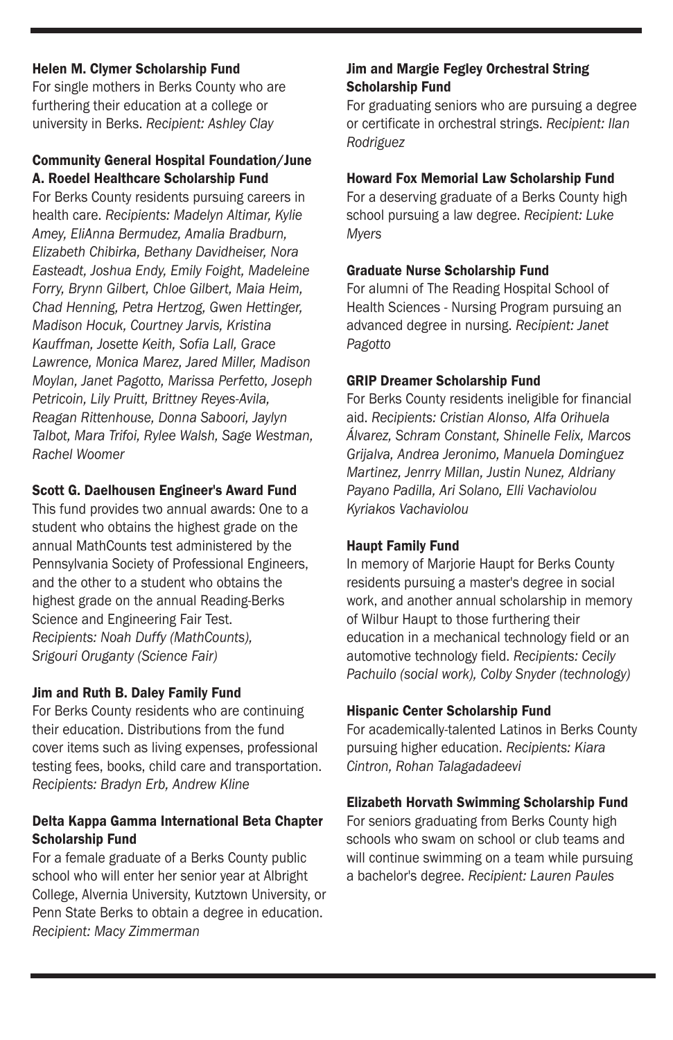### Helen M. Clymer Scholarship Fund

For single mothers in Berks County who are furthering their education at a college or university in Berks. *Recipient: Ashley Clay*

### Community General Hospital Foundation/June A. Roedel Healthcare Scholarship Fund

For Berks County residents pursuing careers in health care. *Recipients: Madelyn Altimar, Kylie Amey, EliAnna Bermudez, Amalia Bradburn, Elizabeth Chibirka, Bethany Davidheiser, Nora Easteadt, Joshua Endy, Emily Foight, Madeleine Forry, Brynn Gilbert, Chloe Gilbert, Maia Heim, Chad Henning, Petra Hertzog, Gwen Hettinger, Madison Hocuk, Courtney Jarvis, Kristina Kauffman, Josette Keith, Sofia Lall, Grace Lawrence, Monica Marez, Jared Miller, Madison Moylan, Janet Pagotto, Marissa Perfetto, Joseph Petricoin, Lily Pruitt, Brittney Reyes-Avila, Reagan Rittenhouse, Donna Saboori, Jaylyn Talbot, Mara Trifoi, Rylee Walsh, Sage Westman, Rachel Woomer*

### Scott G. Daelhousen Engineer's Award Fund

This fund provides two annual awards: One to a student who obtains the highest grade on the annual MathCounts test administered by the Pennsylvania Society of Professional Engineers, and the other to a student who obtains the highest grade on the annual Reading-Berks Science and Engineering Fair Test. *Recipients: Noah Duffy (MathCounts), Srigouri Oruganty (Science Fair)*

### Jim and Ruth B. Daley Family Fund

For Berks County residents who are continuing their education. Distributions from the fund cover items such as living expenses, professional testing fees, books, child care and transportation. *Recipients: Bradyn Erb, Andrew Kline*

### Delta Kappa Gamma International Beta Chapter Scholarship Fund

For a female graduate of a Berks County public school who will enter her senior year at Albright College, Alvernia University, Kutztown University, or Penn State Berks to obtain a degree in education. *Recipient: Macy Zimmerman*

### Jim and Margie Fegley Orchestral String Scholarship Fund

For graduating seniors who are pursuing a degree or certificate in orchestral strings. *Recipient: Ilan Rodriguez*

### Howard Fox Memorial Law Scholarship Fund

For a deserving graduate of a Berks County high school pursuing a law degree. *Recipient: Luke Myers*

### Graduate Nurse Scholarship Fund

For alumni of The Reading Hospital School of Health Sciences - Nursing Program pursuing an advanced degree in nursing. *Recipient: Janet Pagotto*

### GRIP Dreamer Scholarship Fund

For Berks County residents ineligible for financial aid. *Recipients: Cristian Alonso, Alfa Orihuela Álvarez, Schram Constant, Shinelle Felix, Marcos Grijalva, Andrea Jeronimo, Manuela Dominguez Martinez, Jenrry Millan, Justin Nunez, Aldriany Payano Padilla, Ari Solano, Elli Vachaviolou Kyriakos Vachaviolou*

### Haupt Family Fund

In memory of Marjorie Haupt for Berks County residents pursuing a master's degree in social work, and another annual scholarship in memory of Wilbur Haupt to those furthering their education in a mechanical technology field or an automotive technology field. *Recipients: Cecily Pachuilo (social work), Colby Snyder (technology)*

### Hispanic Center Scholarship Fund

For academically-talented Latinos in Berks County pursuing higher education. *Recipients: Kiara Cintron, Rohan Talagadadeevi*

### Elizabeth Horvath Swimming Scholarship Fund

For seniors graduating from Berks County high schools who swam on school or club teams and will continue swimming on a team while pursuing a bachelor's degree. *Recipient: Lauren Paules*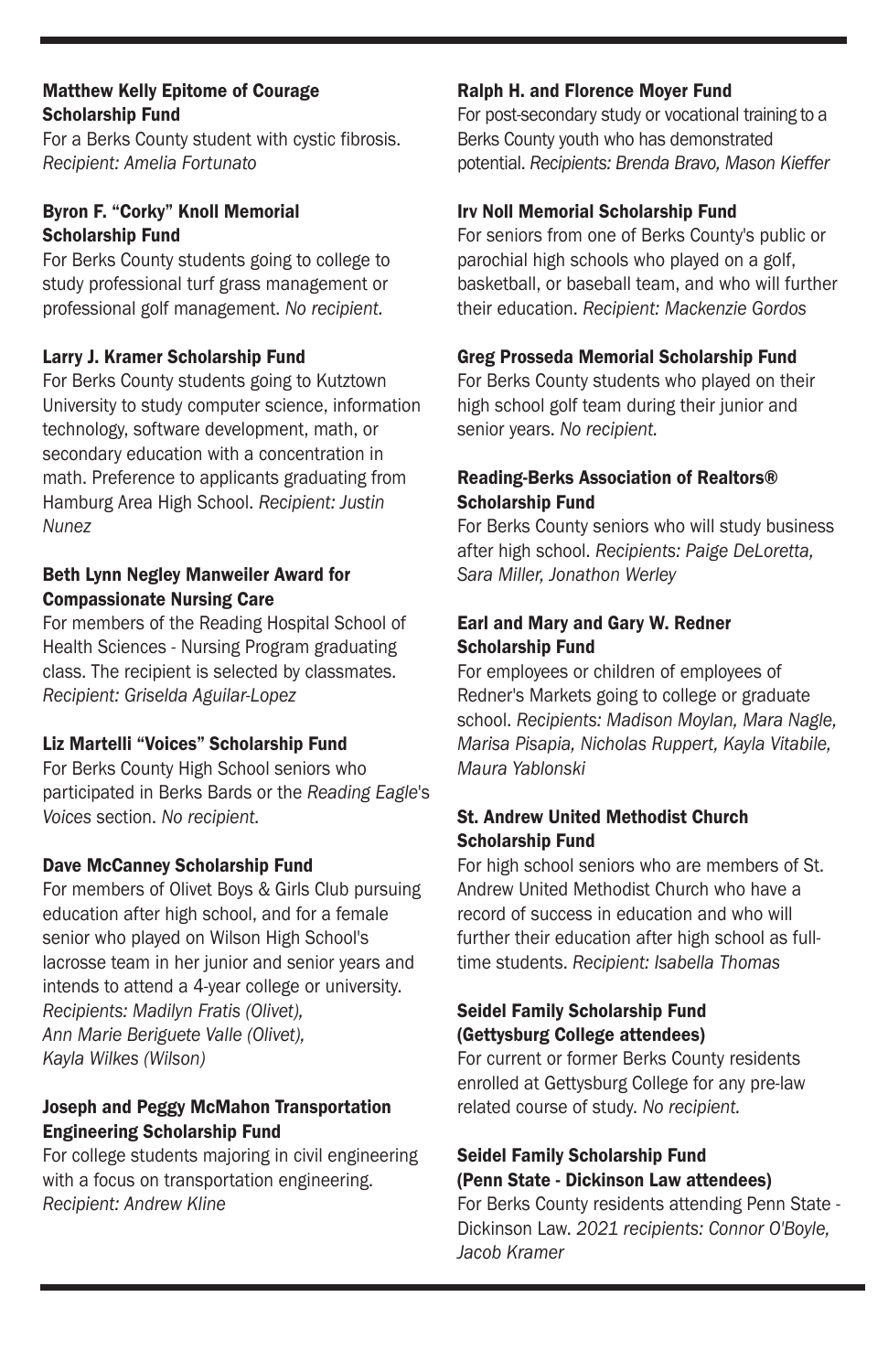**Matthew Kelly Epitome of Courage Scholarship Fund**
For a Berks County student with cystic fibrosis. *Recipient: Amelia Fortunato*

**Byron F. "Corky" Knoll Memorial Scholarship Fund**
For Berks County students going to college to study professional turf grass management or professional golf management. *No recipient.*

**Larry J. Kramer Scholarship Fund**
For Berks County students going to Kutztown University to study computer science, information technology, software development, math, or secondary education with a concentration in math. Preference to applicants graduating from Hamburg Area High School. *Recipient: Justin Nunez*

**Beth Lynn Negley Manweiler Award for Compassionate Nursing Care**
For members of the Reading Hospital School of Health Sciences - Nursing Program graduating class. The recipient is selected by classmates. *Recipient: Griselda Aguilar-Lopez*

**Liz Martelli "Voices" Scholarship Fund**
For Berks County High School seniors who participated in Berks Bards or the *Reading Eagle*'s *Voices* section. *No recipient.*

**Dave McCanney Scholarship Fund**
For members of Olivet Boys & Girls Club pursuing education after high school, and for a female senior who played on Wilson High School's lacrosse team in her junior and senior years and intends to attend a 4-year college or university. *Recipients: Madilyn Fratis (Olivet), Ann Marie Beriguete Valle (Olivet), Kayla Wilkes (Wilson)*

**Joseph and Peggy McMahon Transportation Engineering Scholarship Fund**
For college students majoring in civil engineering with a focus on transportation engineering. *Recipient: Andrew Kline*

**Ralph H. and Florence Moyer Fund**
For post-secondary study or vocational training to a Berks County youth who has demonstrated potential. *Recipients: Brenda Bravo, Mason Kieffer*

**Irv Noll Memorial Scholarship Fund**
For seniors from one of Berks County's public or parochial high schools who played on a golf, basketball, or baseball team, and who will further their education. *Recipient: Mackenzie Gordos*

**Greg Prosseda Memorial Scholarship Fund**
For Berks County students who played on their high school golf team during their junior and senior years. *No recipient.*

**Reading-Berks Association of Realtors® Scholarship Fund**
For Berks County seniors who will study business after high school. *Recipients: Paige DeLoretta, Sara Miller, Jonathon Werley*

**Earl and Mary and Gary W. Redner Scholarship Fund**
For employees or children of employees of Redner's Markets going to college or graduate school. *Recipients: Madison Moylan, Mara Nagle, Marisa Pisapia, Nicholas Ruppert, Kayla Vitabile, Maura Yablonski*

**St. Andrew United Methodist Church Scholarship Fund**
For high school seniors who are members of St. Andrew United Methodist Church who have a record of success in education and who will further their education after high school as full-time students. *Recipient: Isabella Thomas*

**Seidel Family Scholarship Fund (Gettysburg College attendees)**
For current or former Berks County residents enrolled at Gettysburg College for any pre-law related course of study. *No recipient.*

**Seidel Family Scholarship Fund (Penn State - Dickinson Law attendees)**
For Berks County residents attending Penn State - Dickinson Law. *2021 recipients: Connor O'Boyle, Jacob Kramer*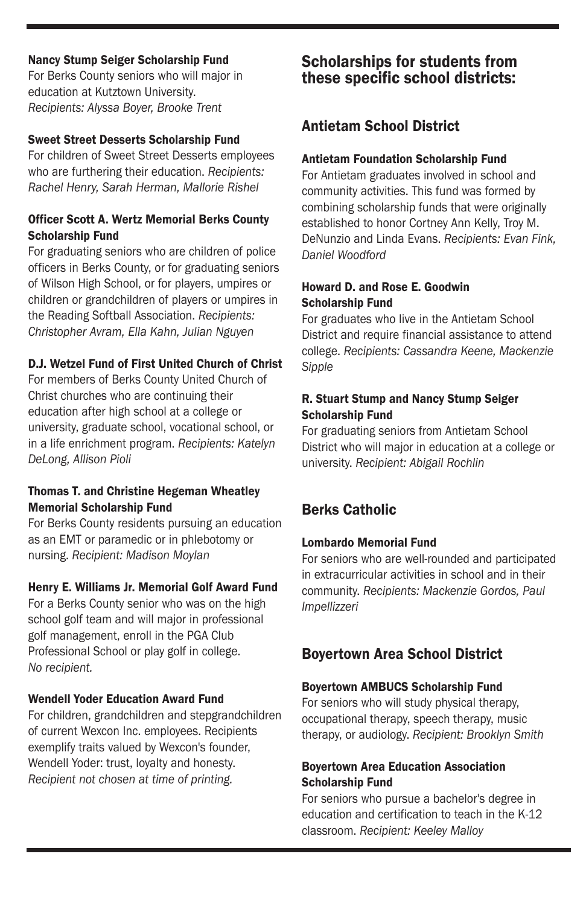### Nancy Stump Seiger Scholarship Fund

For Berks County seniors who will major in education at Kutztown University. *Recipients: Alyssa Boyer, Brooke Trent*

### Sweet Street Desserts Scholarship Fund

For children of Sweet Street Desserts employees who are furthering their education. *Recipients: Rachel Henry, Sarah Herman, Mallorie Rishel*

### Officer Scott A. Wertz Memorial Berks County Scholarship Fund

For graduating seniors who are children of police officers in Berks County, or for graduating seniors of Wilson High School, or for players, umpires or children or grandchildren of players or umpires in the Reading Softball Association. *Recipients: Christopher Avram, Ella Kahn, Julian Nguyen*

### D.J. Wetzel Fund of First United Church of Christ

For members of Berks County United Church of Christ churches who are continuing their education after high school at a college or university, graduate school, vocational school, or in a life enrichment program. *Recipients: Katelyn DeLong, Allison Pioli*

### Thomas T. and Christine Hegeman Wheatley Memorial Scholarship Fund

For Berks County residents pursuing an education as an EMT or paramedic or in phlebotomy or nursing. *Recipient: Madison Moylan*

### Henry E. Williams Jr. Memorial Golf Award Fund

For a Berks County senior who was on the high school golf team and will major in professional golf management, enroll in the PGA Club Professional School or play golf in college. *No recipient.*

### Wendell Yoder Education Award Fund

For children, grandchildren and stepgrandchildren of current Wexcon Inc. employees. Recipients exemplify traits valued by Wexcon's founder, Wendell Yoder: trust, loyalty and honesty. *Recipient not chosen at time of printing.*

# Scholarships for students from these specific school districts:

## Antietam School District

### Antietam Foundation Scholarship Fund

For Antietam graduates involved in school and community activities. This fund was formed by combining scholarship funds that were originally established to honor Cortney Ann Kelly, Troy M. DeNunzio and Linda Evans. *Recipients: Evan Fink, Daniel Woodford*

### Howard D. and Rose E. Goodwin Scholarship Fund

For graduates who live in the Antietam School District and require financial assistance to attend college. *Recipients: Cassandra Keene, Mackenzie Sipple*

### R. Stuart Stump and Nancy Stump Seiger Scholarship Fund

For graduating seniors from Antietam School District who will major in education at a college or university. *Recipient: Abigail Rochlin*

## Berks Catholic

### Lombardo Memorial Fund

For seniors who are well-rounded and participated in extracurricular activities in school and in their community. *Recipients: Mackenzie Gordos, Paul Impellizzeri*

## Boyertown Area School District

### Boyertown AMBUCS Scholarship Fund

For seniors who will study physical therapy, occupational therapy, speech therapy, music therapy, or audiology. *Recipient: Brooklyn Smith*

### Boyertown Area Education Association Scholarship Fund

For seniors who pursue a bachelor's degree in education and certification to teach in the K-12 classroom. *Recipient: Keeley Malloy*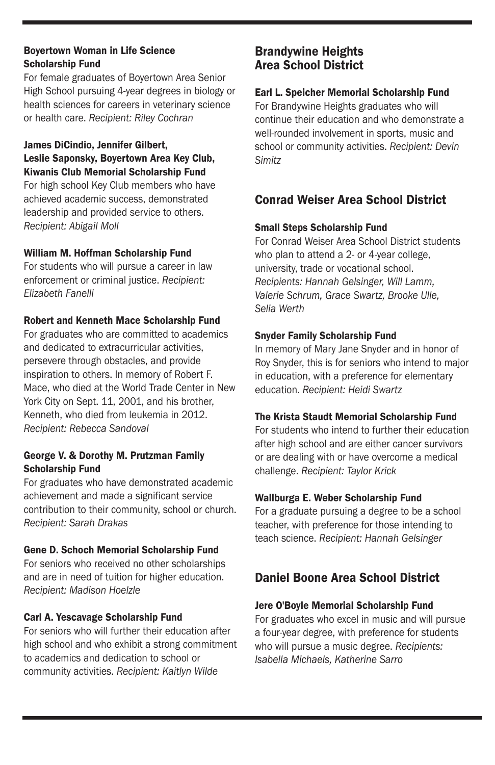### Boyertown Woman in Life Science Scholarship Fund

For female graduates of Boyertown Area Senior High School pursuing 4-year degrees in biology or health sciences for careers in veterinary science or health care. *Recipient: Riley Cochran*

### James DiCindio, Jennifer Gilbert, Leslie Saponsky, Boyertown Area Key Club, Kiwanis Club Memorial Scholarship Fund

For high school Key Club members who have achieved academic success, demonstrated leadership and provided service to others. *Recipient: Abigail Moll*

### William M. Hoffman Scholarship Fund

For students who will pursue a career in law enforcement or criminal justice. *Recipient: Elizabeth Fanelli*

### Robert and Kenneth Mace Scholarship Fund

For graduates who are committed to academics and dedicated to extracurricular activities, persevere through obstacles, and provide inspiration to others. In memory of Robert F. Mace, who died at the World Trade Center in New York City on Sept. 11, 2001, and his brother, Kenneth, who died from leukemia in 2012. *Recipient: Rebecca Sandoval*

### George V. & Dorothy M. Prutzman Family Scholarship Fund

For graduates who have demonstrated academic achievement and made a significant service contribution to their community, school or church. *Recipient: Sarah Drakas*

### Gene D. Schoch Memorial Scholarship Fund

For seniors who received no other scholarships and are in need of tuition for higher education. *Recipient: Madison Hoelzle*

### Carl A. Yescavage Scholarship Fund

For seniors who will further their education after high school and who exhibit a strong commitment to academics and dedication to school or community activities. *Recipient: Kaitlyn Wilde*

## Brandywine Heights Area School District

### Earl L. Speicher Memorial Scholarship Fund

For Brandywine Heights graduates who will continue their education and who demonstrate a well-rounded involvement in sports, music and school or community activities. *Recipient: Devin Simitz*

## Conrad Weiser Area School District

### Small Steps Scholarship Fund

For Conrad Weiser Area School District students who plan to attend a 2- or 4-year college, university, trade or vocational school. *Recipients: Hannah Gelsinger, Will Lamm, Valerie Schrum, Grace Swartz, Brooke Ulle, Selia Werth*

### Snyder Family Scholarship Fund

In memory of Mary Jane Snyder and in honor of Roy Snyder, this is for seniors who intend to major in education, with a preference for elementary education. *Recipient: Heidi Swartz*

### The Krista Staudt Memorial Scholarship Fund

For students who intend to further their education after high school and are either cancer survivors or are dealing with or have overcome a medical challenge. *Recipient: Taylor Krick*

### Wallburga E. Weber Scholarship Fund

For a graduate pursuing a degree to be a school teacher, with preference for those intending to teach science. *Recipient: Hannah Gelsinger*

## Daniel Boone Area School District

### Jere O'Boyle Memorial Scholarship Fund

For graduates who excel in music and will pursue a four-year degree, with preference for students who will pursue a music degree. *Recipients: Isabella Michaels, Katherine Sarro*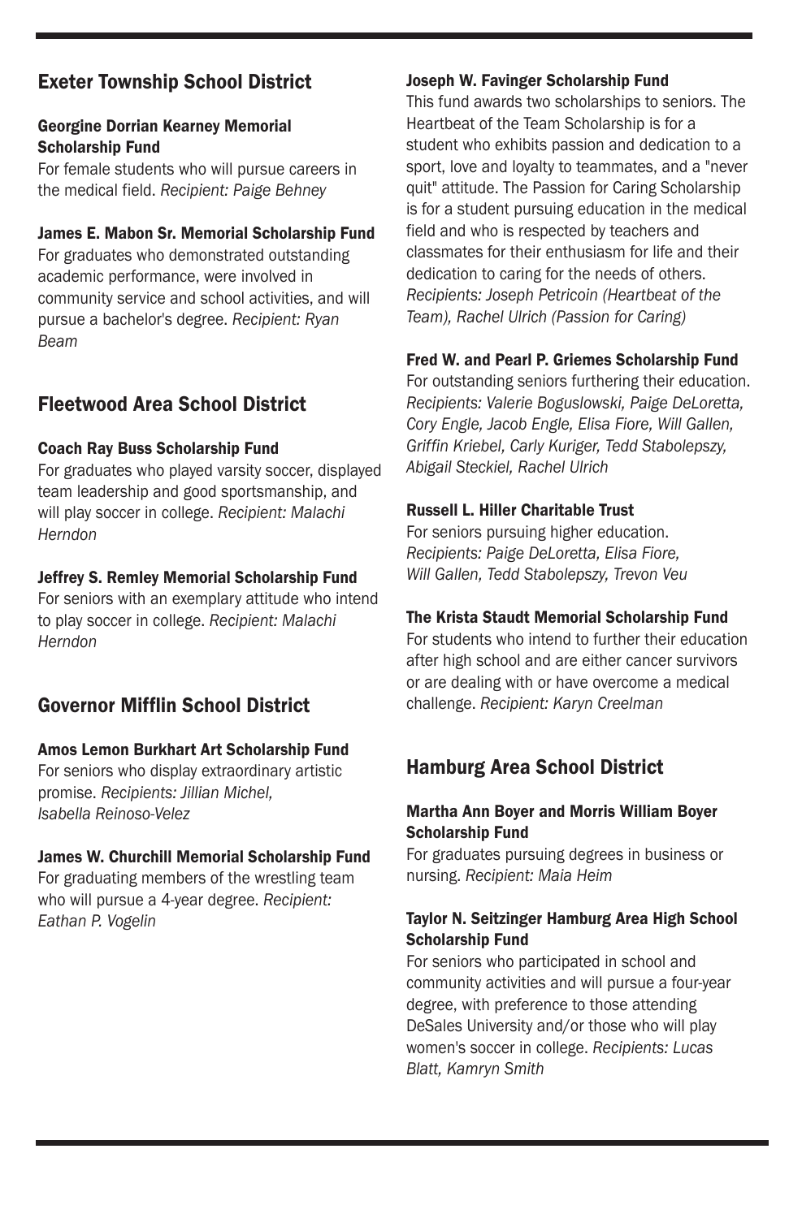## Exeter Township School District

### Georgine Dorrian Kearney Memorial Scholarship Fund

For female students who will pursue careers in the medical field. *Recipient: Paige Behney*

### James E. Mabon Sr. Memorial Scholarship Fund

For graduates who demonstrated outstanding academic performance, were involved in community service and school activities, and will pursue a bachelor's degree. *Recipient: Ryan Beam*

## Fleetwood Area School District

### Coach Ray Buss Scholarship Fund

For graduates who played varsity soccer, displayed team leadership and good sportsmanship, and will play soccer in college. *Recipient: Malachi Herndon*

### Jeffrey S. Remley Memorial Scholarship Fund

For seniors with an exemplary attitude who intend to play soccer in college. *Recipient: Malachi Herndon*

## Governor Mifflin School District

### Amos Lemon Burkhart Art Scholarship Fund

For seniors who display extraordinary artistic promise. *Recipients: Jillian Michel, Isabella Reinoso-Velez*

### James W. Churchill Memorial Scholarship Fund

For graduating members of the wrestling team who will pursue a 4-year degree. *Recipient: Eathan P. Vogelin*

### Joseph W. Favinger Scholarship Fund

This fund awards two scholarships to seniors. The Heartbeat of the Team Scholarship is for a student who exhibits passion and dedication to a sport, love and loyalty to teammates, and a "never quit" attitude. The Passion for Caring Scholarship is for a student pursuing education in the medical field and who is respected by teachers and classmates for their enthusiasm for life and their dedication to caring for the needs of others. *Recipients: Joseph Petricoin (Heartbeat of the Team), Rachel Ulrich (Passion for Caring)*

### Fred W. and Pearl P. Griemes Scholarship Fund

For outstanding seniors furthering their education. *Recipients: Valerie Boguslowski, Paige DeLoretta, Cory Engle, Jacob Engle, Elisa Fiore, Will Gallen, Griffin Kriebel, Carly Kuriger, Tedd Stabolepszy, Abigail Steckiel, Rachel Ulrich*

### Russell L. Hiller Charitable Trust

For seniors pursuing higher education. *Recipients: Paige DeLoretta, Elisa Fiore, Will Gallen, Tedd Stabolepszy, Trevon Veu*

### The Krista Staudt Memorial Scholarship Fund

For students who intend to further their education after high school and are either cancer survivors or are dealing with or have overcome a medical challenge. *Recipient: Karyn Creelman*

## Hamburg Area School District

### Martha Ann Boyer and Morris William Boyer Scholarship Fund

For graduates pursuing degrees in business or nursing. *Recipient: Maia Heim*

### Taylor N. Seitzinger Hamburg Area High School Scholarship Fund

For seniors who participated in school and community activities and will pursue a four-year degree, with preference to those attending DeSales University and/or those who will play women's soccer in college. *Recipients: Lucas Blatt, Kamryn Smith*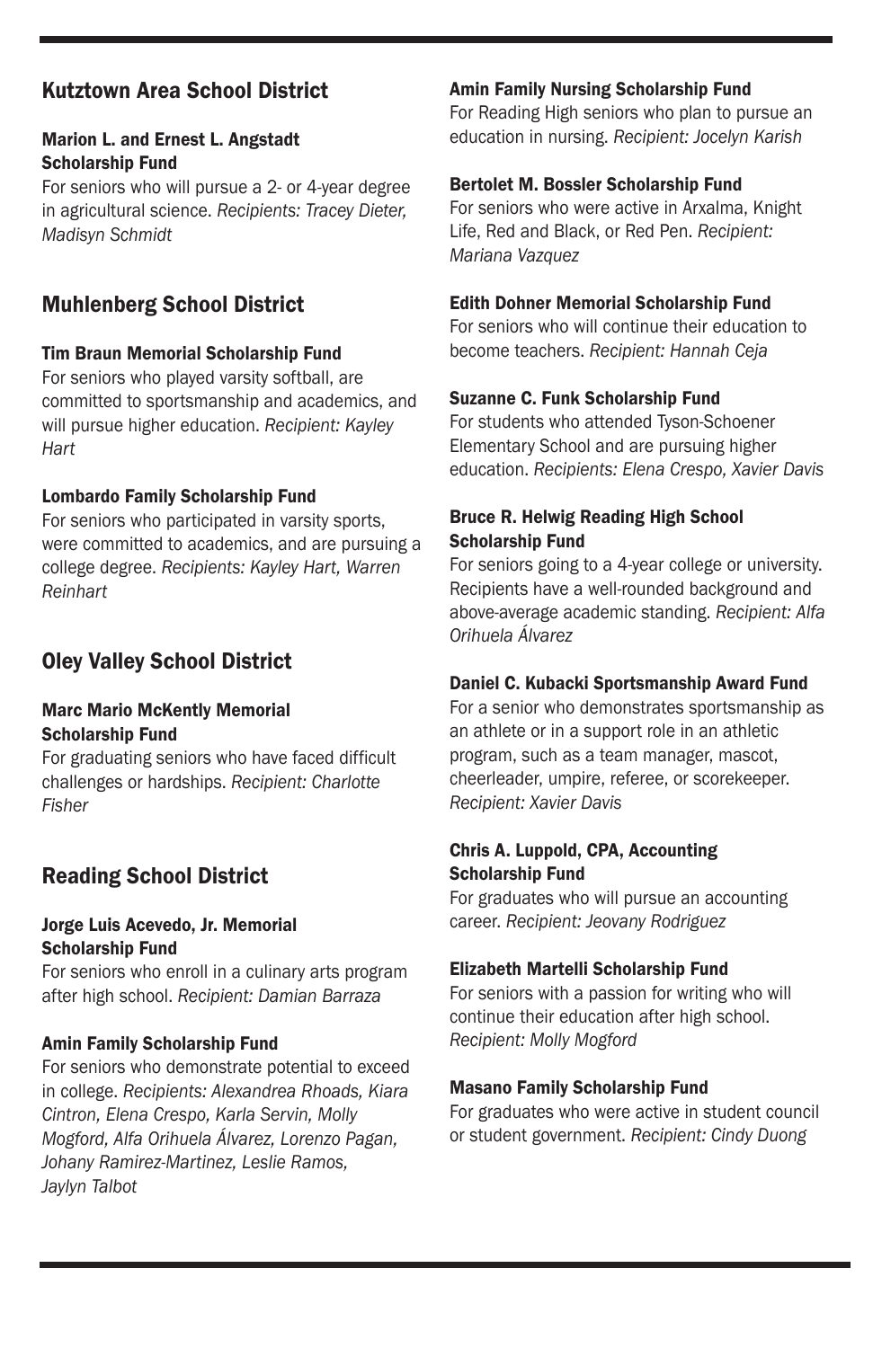## Kutztown Area School District

### Marion L. and Ernest L. Angstadt Scholarship Fund

For seniors who will pursue a 2- or 4-year degree in agricultural science. *Recipients: Tracey Dieter, Madisyn Schmidt*

## Muhlenberg School District

### Tim Braun Memorial Scholarship Fund

For seniors who played varsity softball, are committed to sportsmanship and academics, and will pursue higher education. *Recipient: Kayley Hart*

### Lombardo Family Scholarship Fund

For seniors who participated in varsity sports, were committed to academics, and are pursuing a college degree. *Recipients: Kayley Hart, Warren Reinhart*

## Oley Valley School District

### Marc Mario McKently Memorial Scholarship Fund

For graduating seniors who have faced difficult challenges or hardships. *Recipient: Charlotte Fisher*

## Reading School District

### Jorge Luis Acevedo, Jr. Memorial Scholarship Fund

For seniors who enroll in a culinary arts program after high school. *Recipient: Damian Barraza*

### Amin Family Scholarship Fund

For seniors who demonstrate potential to exceed in college. *Recipients: Alexandrea Rhoads, Kiara Cintron, Elena Crespo, Karla Servin, Molly Mogford, Alfa Orihuela Álvarez, Lorenzo Pagan, Johany Ramirez-Martinez, Leslie Ramos, Jaylyn Talbot*

### Amin Family Nursing Scholarship Fund

For Reading High seniors who plan to pursue an education in nursing. *Recipient: Jocelyn Karish*

### Bertolet M. Bossler Scholarship Fund

For seniors who were active in Arxalma, Knight Life, Red and Black, or Red Pen. *Recipient: Mariana Vazquez*

### Edith Dohner Memorial Scholarship Fund

For seniors who will continue their education to become teachers. *Recipient: Hannah Ceja*

### Suzanne C. Funk Scholarship Fund

For students who attended Tyson-Schoener Elementary School and are pursuing higher education. *Recipients: Elena Crespo, Xavier Davis*

### Bruce R. Helwig Reading High School Scholarship Fund

For seniors going to a 4-year college or university. Recipients have a well-rounded background and above-average academic standing. *Recipient: Alfa Orihuela Álvarez*

### Daniel C. Kubacki Sportsmanship Award Fund

For a senior who demonstrates sportsmanship as an athlete or in a support role in an athletic program, such as a team manager, mascot, cheerleader, umpire, referee, or scorekeeper. *Recipient: Xavier Davis*

### Chris A. Luppold, CPA, Accounting Scholarship Fund

For graduates who will pursue an accounting career. *Recipient: Jeovany Rodriguez*

### Elizabeth Martelli Scholarship Fund

For seniors with a passion for writing who will continue their education after high school. *Recipient: Molly Mogford*

### Masano Family Scholarship Fund

For graduates who were active in student council or student government. *Recipient: Cindy Duong*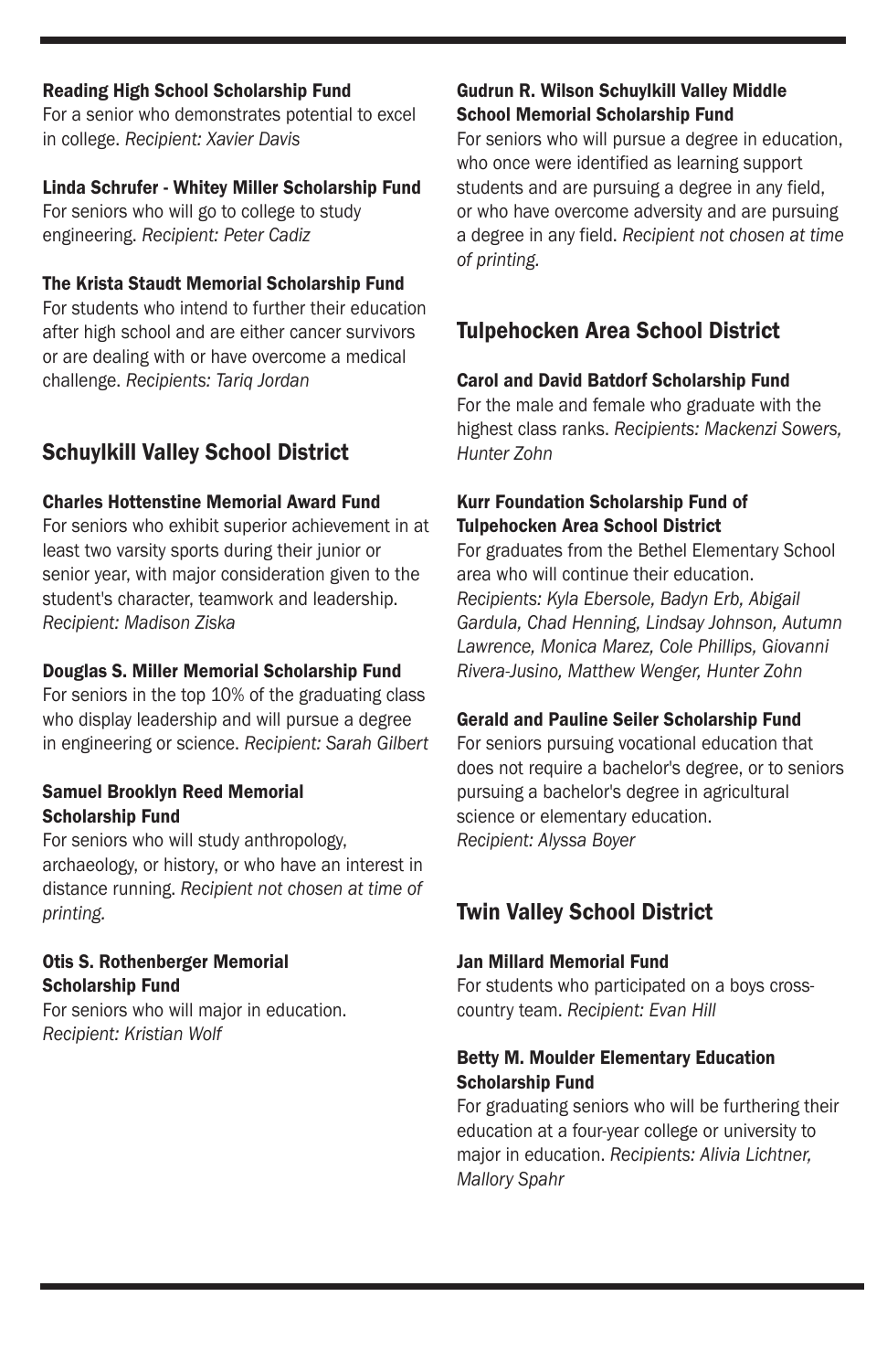### Reading High School Scholarship Fund

For a senior who demonstrates potential to excel in college. *Recipient: Xavier Davis*

### Linda Schrufer - Whitey Miller Scholarship Fund

For seniors who will go to college to study engineering. *Recipient: Peter Cadiz*

### The Krista Staudt Memorial Scholarship Fund

For students who intend to further their education after high school and are either cancer survivors or are dealing with or have overcome a medical challenge. *Recipients: Tariq Jordan*

## Schuylkill Valley School District

### Charles Hottenstine Memorial Award Fund

For seniors who exhibit superior achievement in at least two varsity sports during their junior or senior year, with major consideration given to the student's character, teamwork and leadership. *Recipient: Madison Ziska*

### Douglas S. Miller Memorial Scholarship Fund

For seniors in the top 10% of the graduating class who display leadership and will pursue a degree in engineering or science. *Recipient: Sarah Gilbert*

### Samuel Brooklyn Reed Memorial Scholarship Fund

For seniors who will study anthropology, archaeology, or history, or who have an interest in distance running. *Recipient not chosen at time of printing.*

### Otis S. Rothenberger Memorial Scholarship Fund

For seniors who will major in education. *Recipient: Kristian Wolf*

### Gudrun R. Wilson Schuylkill Valley Middle School Memorial Scholarship Fund

For seniors who will pursue a degree in education, who once were identified as learning support students and are pursuing a degree in any field, or who have overcome adversity and are pursuing a degree in any field. *Recipient not chosen at time of printing.*

## Tulpehocken Area School District

### Carol and David Batdorf Scholarship Fund

For the male and female who graduate with the highest class ranks. *Recipients: Mackenzi Sowers, Hunter Zohn*

### Kurr Foundation Scholarship Fund of Tulpehocken Area School District

For graduates from the Bethel Elementary School area who will continue their education. *Recipients: Kyla Ebersole, Badyn Erb, Abigail Gardula, Chad Henning, Lindsay Johnson, Autumn Lawrence, Monica Marez, Cole Phillips, Giovanni Rivera-Jusino, Matthew Wenger, Hunter Zohn*

### Gerald and Pauline Seiler Scholarship Fund

For seniors pursuing vocational education that does not require a bachelor's degree, or to seniors pursuing a bachelor's degree in agricultural science or elementary education. *Recipient: Alyssa Boyer*

## Twin Valley School District

### Jan Millard Memorial Fund

For students who participated on a boys cross-country team. *Recipient: Evan Hill*

### Betty M. Moulder Elementary Education Scholarship Fund

For graduating seniors who will be furthering their education at a four-year college or university to major in education. *Recipients: Alivia Lichtner, Mallory Spahr*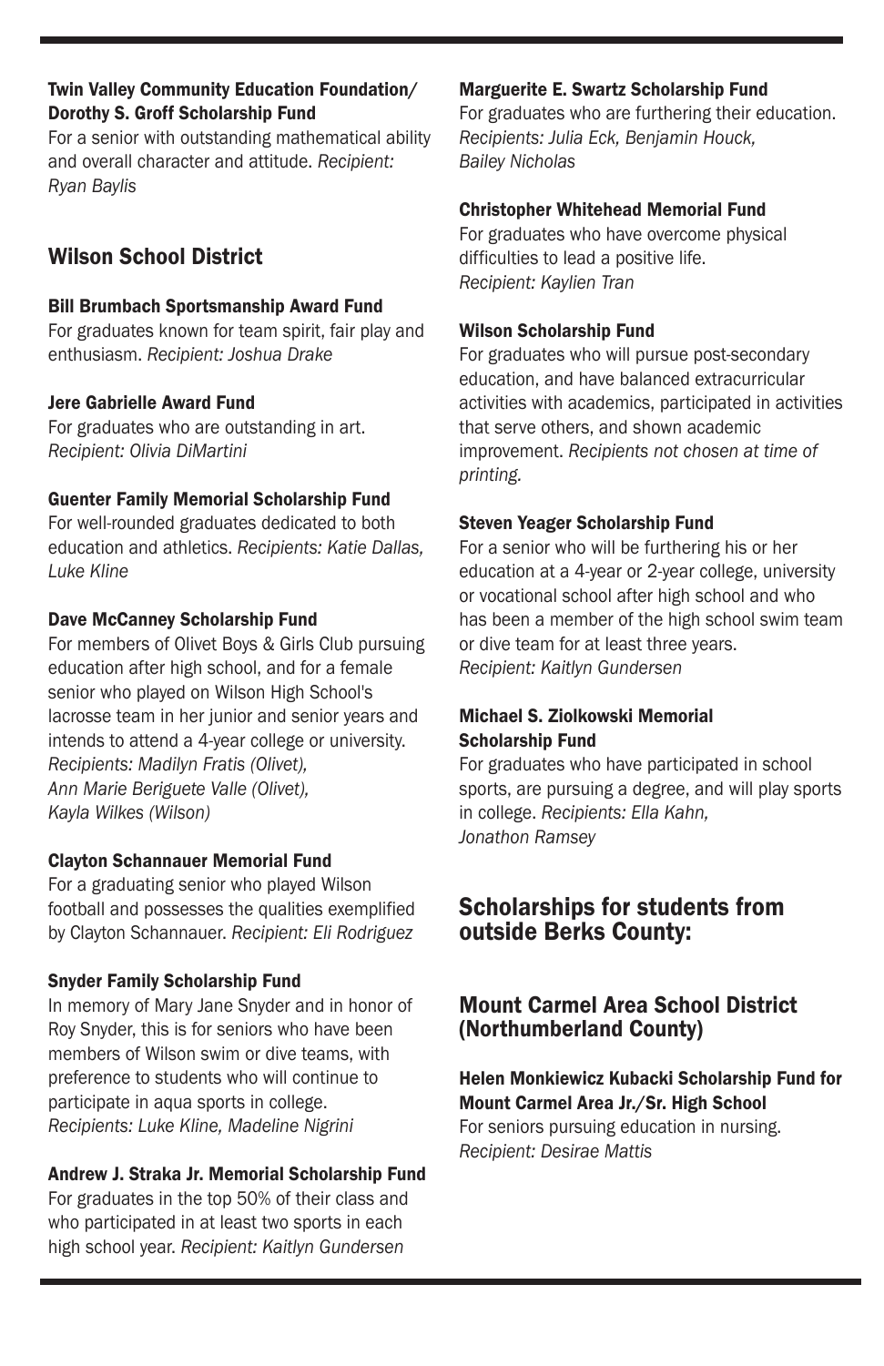### Twin Valley Community Education Foundation/ Dorothy S. Groff Scholarship Fund

For a senior with outstanding mathematical ability and overall character and attitude. *Recipient: Ryan Baylis*

## Wilson School District

### Bill Brumbach Sportsmanship Award Fund

For graduates known for team spirit, fair play and enthusiasm. *Recipient: Joshua Drake*

### Jere Gabrielle Award Fund

For graduates who are outstanding in art. *Recipient: Olivia DiMartini*

### Guenter Family Memorial Scholarship Fund

For well-rounded graduates dedicated to both education and athletics. *Recipients: Katie Dallas, Luke Kline*

### Dave McCanney Scholarship Fund

For members of Olivet Boys & Girls Club pursuing education after high school, and for a female senior who played on Wilson High School's lacrosse team in her junior and senior years and intends to attend a 4-year college or university. *Recipients: Madilyn Fratis (Olivet), Ann Marie Beriguete Valle (Olivet), Kayla Wilkes (Wilson)*

### Clayton Schannauer Memorial Fund

For a graduating senior who played Wilson football and possesses the qualities exemplified by Clayton Schannauer. *Recipient: Eli Rodriguez*

### Snyder Family Scholarship Fund

In memory of Mary Jane Snyder and in honor of Roy Snyder, this is for seniors who have been members of Wilson swim or dive teams, with preference to students who will continue to participate in aqua sports in college. *Recipients: Luke Kline, Madeline Nigrini*

### Andrew J. Straka Jr. Memorial Scholarship Fund

For graduates in the top 50% of their class and who participated in at least two sports in each high school year. *Recipient: Kaitlyn Gundersen*

### Marguerite E. Swartz Scholarship Fund

For graduates who are furthering their education. *Recipients: Julia Eck, Benjamin Houck, Bailey Nicholas*

### Christopher Whitehead Memorial Fund

For graduates who have overcome physical difficulties to lead a positive life. *Recipient: Kaylien Tran*

### Wilson Scholarship Fund

For graduates who will pursue post-secondary education, and have balanced extracurricular activities with academics, participated in activities that serve others, and shown academic improvement. *Recipients not chosen at time of printing.*

### Steven Yeager Scholarship Fund

For a senior who will be furthering his or her education at a 4-year or 2-year college, university or vocational school after high school and who has been a member of the high school swim team or dive team for at least three years. *Recipient: Kaitlyn Gundersen*

### Michael S. Ziolkowski Memorial Scholarship Fund

For graduates who have participated in school sports, are pursuing a degree, and will play sports in college. *Recipients: Ella Kahn, Jonathon Ramsey*

## Scholarships for students from outside Berks County:

## Mount Carmel Area School District (Northumberland County)

### Helen Monkiewicz Kubacki Scholarship Fund for Mount Carmel Area Jr./Sr. High School

For seniors pursuing education in nursing. *Recipient: Desirae Mattis*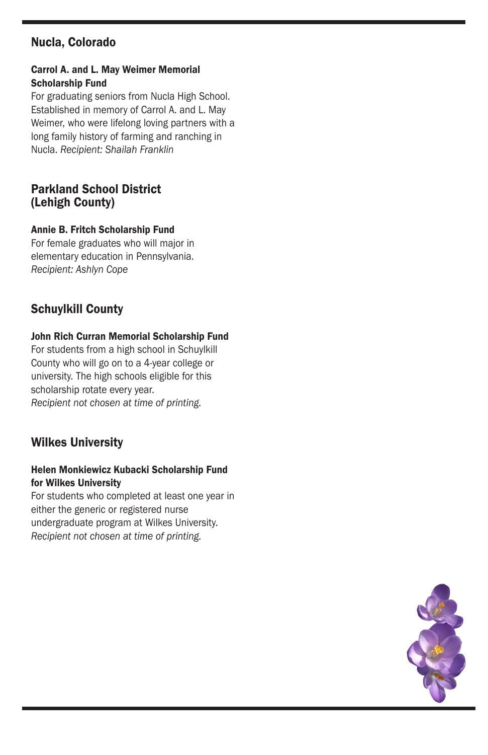## Nucla, Colorado

**Carrol A. and L. May Weimer Memorial Scholarship Fund**
For graduating seniors from Nucla High School. Established in memory of Carrol A. and L. May Weimer, who were lifelong loving partners with a long family history of farming and ranching in Nucla. *Recipient: Shailah Franklin*

## Parkland School District (Lehigh County)

**Annie B. Fritch Scholarship Fund**
For female graduates who will major in elementary education in Pennsylvania. *Recipient: Ashlyn Cope*

## Schuylkill County

**John Rich Curran Memorial Scholarship Fund**
For students from a high school in Schuylkill County who will go on to a 4-year college or university. The high schools eligible for this scholarship rotate every year.
*Recipient not chosen at time of printing.*

## Wilkes University

**Helen Monkiewicz Kubacki Scholarship Fund for Wilkes University**
For students who completed at least one year in either the generic or registered nurse undergraduate program at Wilkes University.
*Recipient not chosen at time of printing.*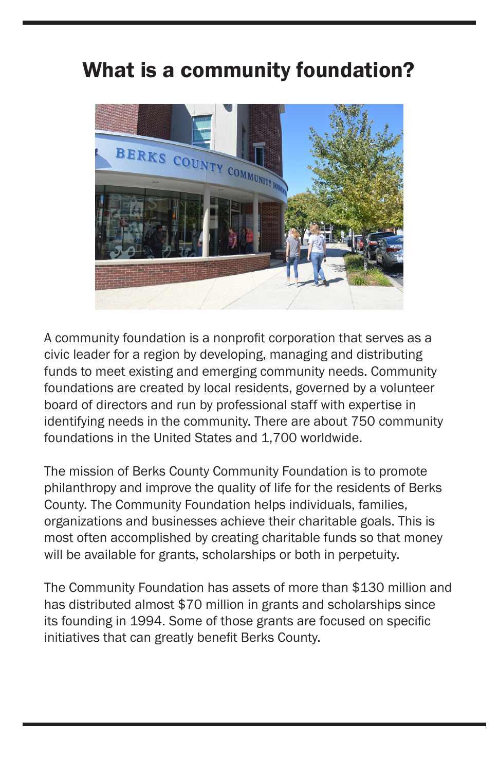# What is a community foundation?

A community foundation is a nonprofit corporation that serves as a civic leader for a region by developing, managing and distributing funds to meet existing and emerging community needs. Community foundations are created by local residents, governed by a volunteer board of directors and run by professional staff with expertise in identifying needs in the community. There are about 750 community foundations in the United States and 1,700 worldwide.

The mission of Berks County Community Foundation is to promote philanthropy and improve the quality of life for the residents of Berks County. The Community Foundation helps individuals, families, organizations and businesses achieve their charitable goals. This is most often accomplished by creating charitable funds so that money will be available for grants, scholarships or both in perpetuity.

The Community Foundation has assets of more than $130 million and has distributed almost $70 million in grants and scholarships since its founding in 1994. Some of those grants are focused on specific initiatives that can greatly benefit Berks County.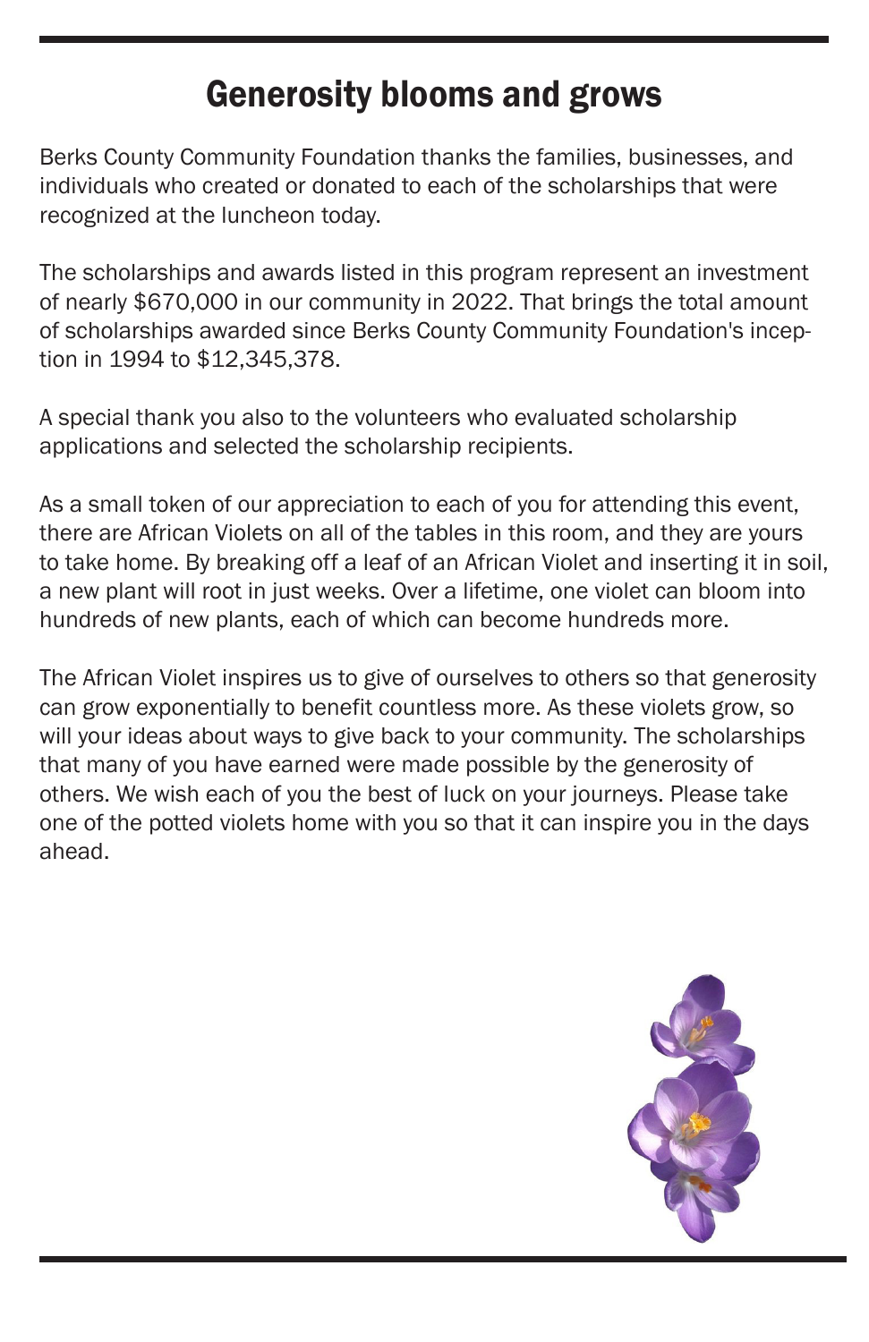# Generosity blooms and grows

Berks County Community Foundation thanks the families, businesses, and individuals who created or donated to each of the scholarships that were recognized at the luncheon today.

The scholarships and awards listed in this program represent an investment of nearly $670,000 in our community in 2022. That brings the total amount of scholarships awarded since Berks County Community Foundation's inception in 1994 to $12,345,378.

A special thank you also to the volunteers who evaluated scholarship applications and selected the scholarship recipients.

As a small token of our appreciation to each of you for attending this event, there are African Violets on all of the tables in this room, and they are yours to take home. By breaking off a leaf of an African Violet and inserting it in soil, a new plant will root in just weeks. Over a lifetime, one violet can bloom into hundreds of new plants, each of which can become hundreds more.

The African Violet inspires us to give of ourselves to others so that generosity can grow exponentially to benefit countless more. As these violets grow, so will your ideas about ways to give back to your community. The scholarships that many of you have earned were made possible by the generosity of others. We wish each of you the best of luck on your journeys. Please take one of the potted violets home with you so that it can inspire you in the days ahead.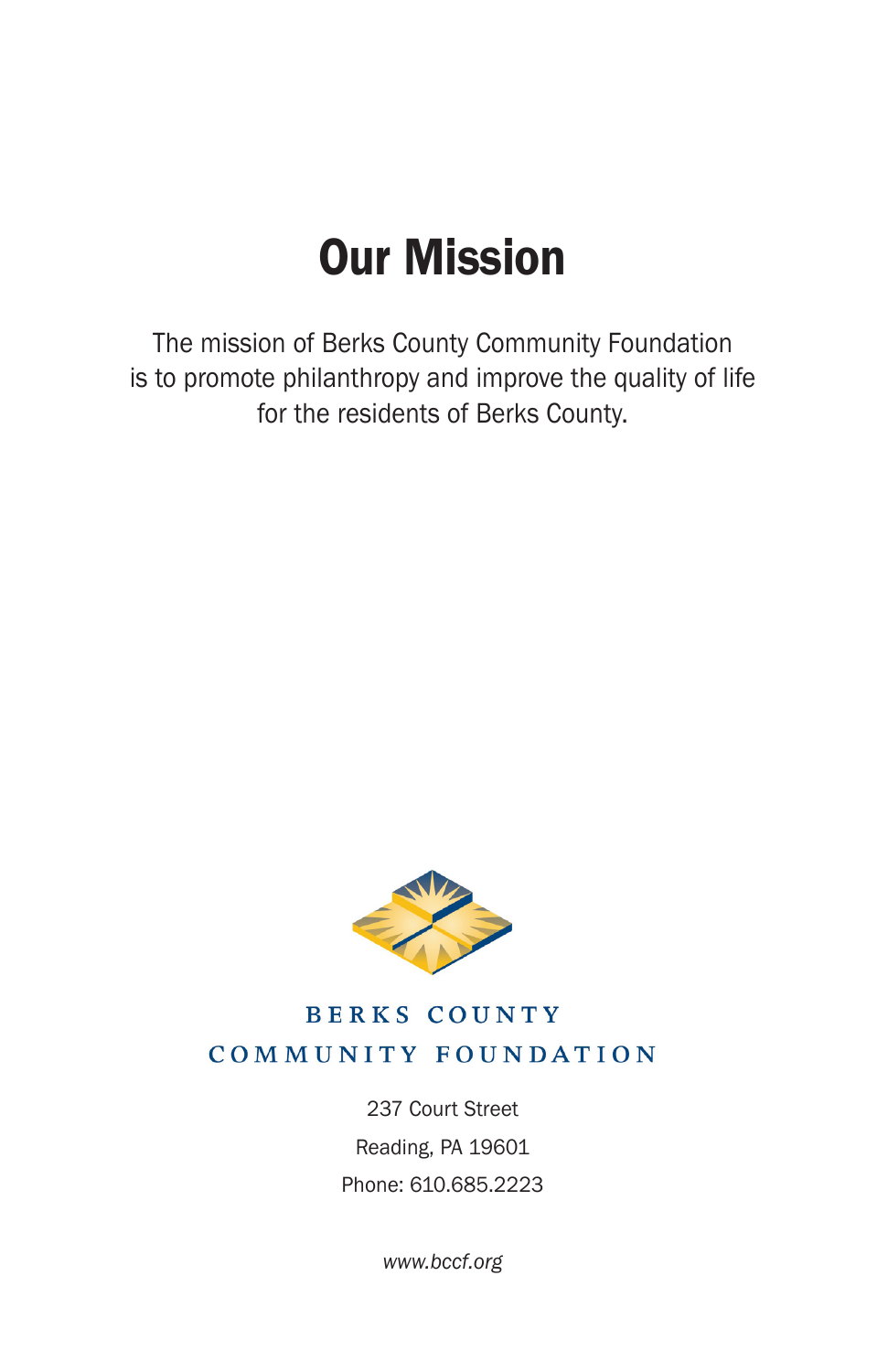# Our Mission

The mission of Berks County Community Foundation is to promote philanthropy and improve the quality of life for the residents of Berks County.

BERKS COUNTY
COMMUNITY FOUNDATION

237 Court Street
Reading, PA 19601
Phone: 610.685.2223

*www.bccf.org*